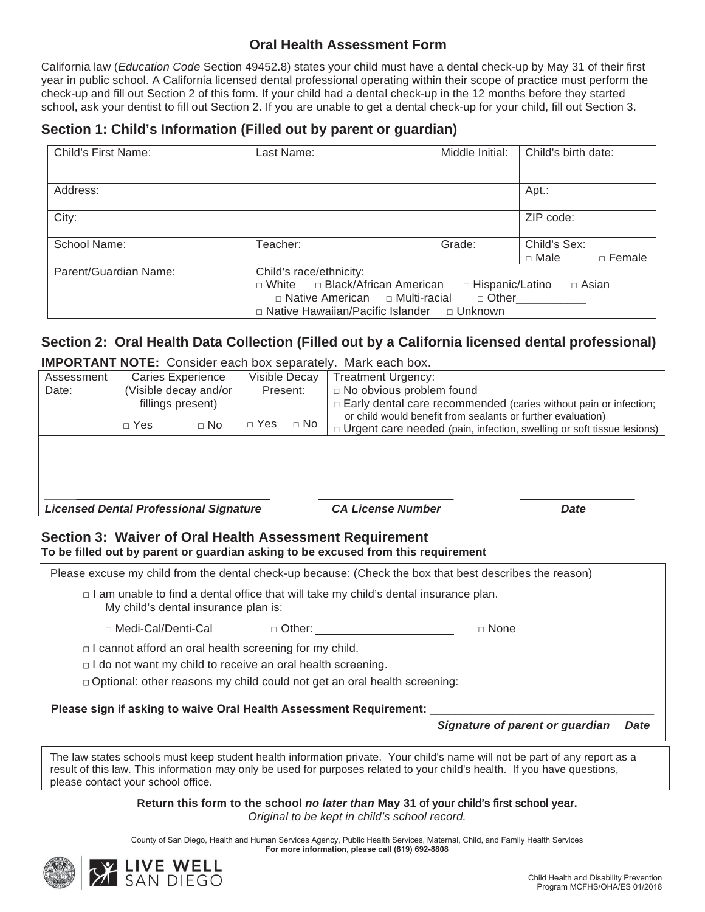# Oral Health Assessment Form

California law (*Education Code* Section 49452.8) states your child must have a dental check-up by May 31 of their first year in public school. A California licensed dental professional operating within their scope of practice must perform the check-up and fill out Section 2 of this form. If your child had a dental check-up in the 12 months before they started school, ask your dentist to fill out Section 2. If you are unable to get a dental check-up for your child, fill out Section 3.

## Section 1: Child's Information (Filled out by parent or guardian)

| Child's First Name: | Last Name: | Middle Initial: | Child's birth date: |
|---|---|---|---|
| Address: | | | Apt.: |
| City: | | | ZIP code: |
| School Name: | Teacher: | Grade: | Child's Sex: □ Male □ Female |
| Parent/Guardian Name: | Child's race/ethnicity: □ White □ Black/African American □ Hispanic/Latino □ Asian □ Native American □ Multi-racial □ Other___________ □ Native Hawaiian/Pacific Islander □ Unknown | | |

## Section 2: Oral Health Data Collection (Filled out by a California licensed dental professional)

**IMPORTANT NOTE:** Consider each box separately. Mark each box.

| Assessment Date: | Caries Experience (Visible decay and/or fillings present) □ Yes □ No | Visible Decay Present: □ Yes □ No | Treatment Urgency: □ No obvious problem found □ Early dental care recommended (caries without pain or infection; or child would benefit from sealants or further evaluation) □ Urgent care needed (pain, infection, swelling or soft tissue lesions) |
|---|---|---|---|
| | | | |

______________________________ ______________________ ____________________

***Licensed Dental Professional Signature*** ***CA License Number*** ***Date***

## Section 3: Waiver of Oral Health Assessment Requirement

**To be filled out by parent or guardian asking to be excused from this requirement**

Please excuse my child from the dental check-up because: (Check the box that best describes the reason)

□ I am unable to find a dental office that will take my child's dental insurance plan.
My child's dental insurance plan is:

□ Medi-Cal/Denti-Cal □ Other: ____________________ □ None

□ I cannot afford an oral health screening for my child.

□ I do not want my child to receive an oral health screening.

□ Optional: other reasons my child could not get an oral health screening: ____________________

**Please sign if asking to waive Oral Health Assessment Requirement:** ______________________________

***Signature of parent or guardian*** ***Date***

The law states schools must keep student health information private. Your child's name will not be part of any report as a result of this law. This information may only be used for purposes related to your child's health. If you have questions, please contact your school office.

**Return this form to the school *no later than* May 31 of your child's first school year.**

*Original to be kept in child's school record.*

County of San Diego, Health and Human Services Agency, Public Health Services, Maternal, Child, and Family Health Services

**For more information, please call (619) 692-8808**

LIVE WELL SAN DIEGO

Child Health and Disability Prevention Program MCFHS/OHA/ES 01/2018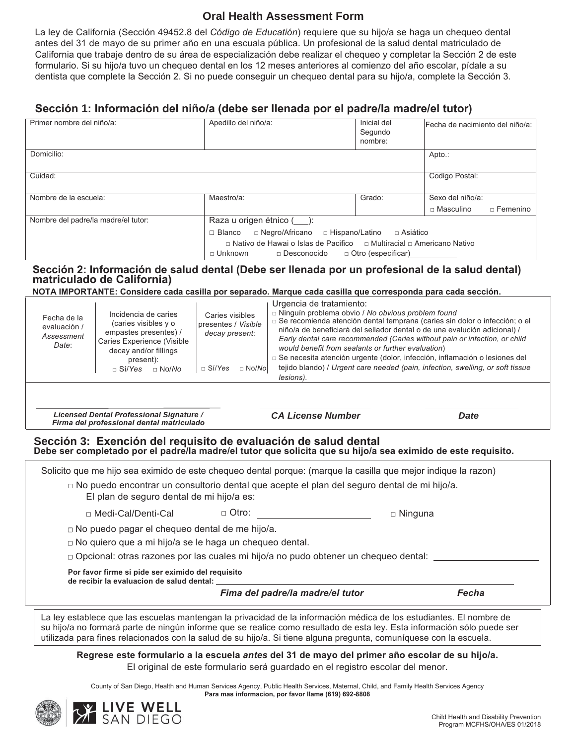# Oral Health Assessment Form

La ley de California (Sección 49452.8 del *Código de Educatión*) requiere que su hijo/a se haga un chequeo dental antes del 31 de mayo de su primer año en una escuela pública. Un profesional de la salud dental matriculado de California que trabaje dentro de su área de especialización debe realizar el chequeo y completar la Sección 2 de este formulario. Si su hijo/a tuvo un chequeo dental en los 12 meses anteriores al comienzo del año escolar, pídale a su dentista que complete la Sección 2. Si no puede conseguir un chequeo dental para su hijo/a, complete la Sección 3.

## Sección 1: Información del niño/a (debe ser llenada por el padre/la madre/el tutor)

| | | | |
|---|---|---|---|
| Primer nombre del niño/a: | Apedillo del niño/a: | Inicial del Segundo nombre: | Fecha de nacimiento del niño/a: |
| Domicilio: | | | Apto.: |
| Cuidad: | | | Codigo Postal: |
| Nombre de la escuela: | Maestro/a: | Grado: | Sexo del niño/a: □ Masculino □ Femenino |
| Nombre del padre/la madre/el tutor: | Raza u origen étnico (___): □ Blanco □ Negro/Africano □ Hispano/Latino □ Asiático □ Nativo de Hawai o Islas de Pacifico □ Multiracial □ Americano Nativo □ Unknown □ Desconocido □ Otro (especificar)___________ | | |

## Sección 2: Información de salud dental (Debe ser llenada por un profesional de la salud dental) matriculado de California)

**NOTA IMPORTANTE: Considere cada casilla por separado. Marque cada casilla que corresponda para cada sección.**

| Fecha de la evaluación / *Assessment Date*: | Incidencia de caries (caries visibles y o empastes presentes) / Caries Experience (Visible decay and/or fillings present): □ Sí/*Yes* □ No/*No* | Caries visibles presentes / *Visible decay present*: □ Sí/*Yes* □ No/*No* | Urgencia de tratamiento: □ Ninguín problema obvio / *No obvious problem found* □ Se recomienda atención dental temprana (caries sin dolor o infección; o el niño/a de beneficiará del sellador dental o de una evalución adicional) / *Early dental care recommended (Caries without pain or infection, or child would benefit from sealants or further evaluation)* □ Se necesita atención urgente (dolor, infección, inflamación o lesiones del tejido blando) / *Urgent care needed (pain, infection, swelling, or soft tissue lesions).* |
|---|---|---|---|

***Licensed Dental Professional Signature / Firma del professional dental matriculado*** ______________________

***CA License Number*** ______________________

***Date*** ______________________

## Sección 3: Exención del requisito de evaluación de salud dental

**Debe ser completado por el padre/la madre/el tutor que solicita que su hijo/a sea eximido de este requisito.**

Solicito que me hijo sea eximido de este chequeo dental porque: (marque la casilla que mejor indique la razon)

□ No puedo encontrar un consultorio dental que acepte el plan del seguro dental de mi hijo/a. El plan de seguro dental de mi hijo/a es:

□ Medi-Cal/Denti-Cal □ Otro: ______________________ □ Ninguna

□ No puedo pagar el chequeo dental de me hijo/a.

□ No quiero que a mi hijo/a se le haga un chequeo dental.

□ Opcional: otras razones por las cuales mi hijo/a no pudo obtener un chequeo dental: ______________________

**Por favor firme si pide ser eximido del requisito de recibir la evaluacion de salud dental:** ______________________

***Fima del padre/la madre/el tutor*** ***Fecha***

La ley establece que las escuelas mantengan la privacidad de la información médica de los estudiantes. El nombre de su hijo/a no formará parte de ningún informe que se realice como resultado de esta ley. Esta información sólo puede ser utilizada para fines relacionados con la salud de su hijo/a. Si tiene alguna pregunta, comuníquese con la escuela.

**Regrese este formulario a la escuela *antes* del 31 de mayo del primer año escolar de su hijo/a.**

El original de este formulario será guardado en el registro escolar del menor.

County of San Diego, Health and Human Services Agency, Public Health Services, Maternal, Child, and Family Health Services Agency

**Para mas informacion, por favor llame (619) 692-8808**

LIVE WELL SAN DIEGO

Child Health and Disability Prevention Program MCFHS/OHA/ES 01/2018